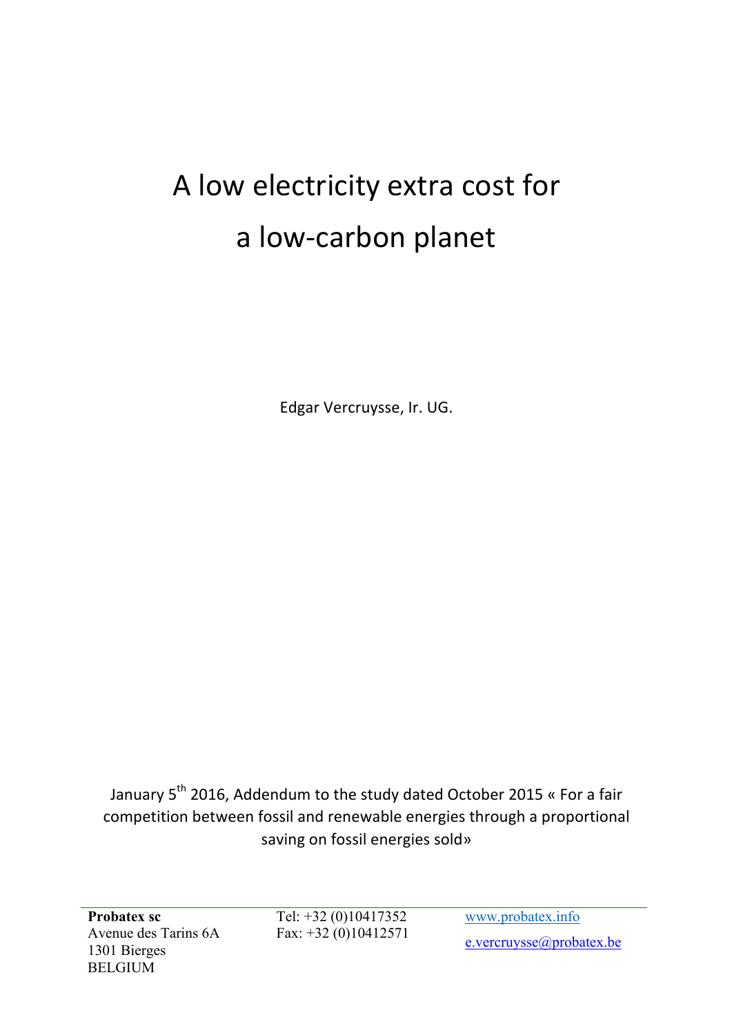# A low electricity extra cost for a low-carbon planet

Edgar Vercruysse, Ir. UG.

January 5th 2016, Addendum to the study dated October 2015 « For a fair competition between fossil and renewable energies through a proportional saving on fossil energies sold»

**Probatex sc**
Avenue des Tarins 6A
1301 Bierges
BELGIUM

Tel: +32 (0)10417352
Fax: +32 (0)10412571

www.probatex.info

e.vercruysse@probatex.be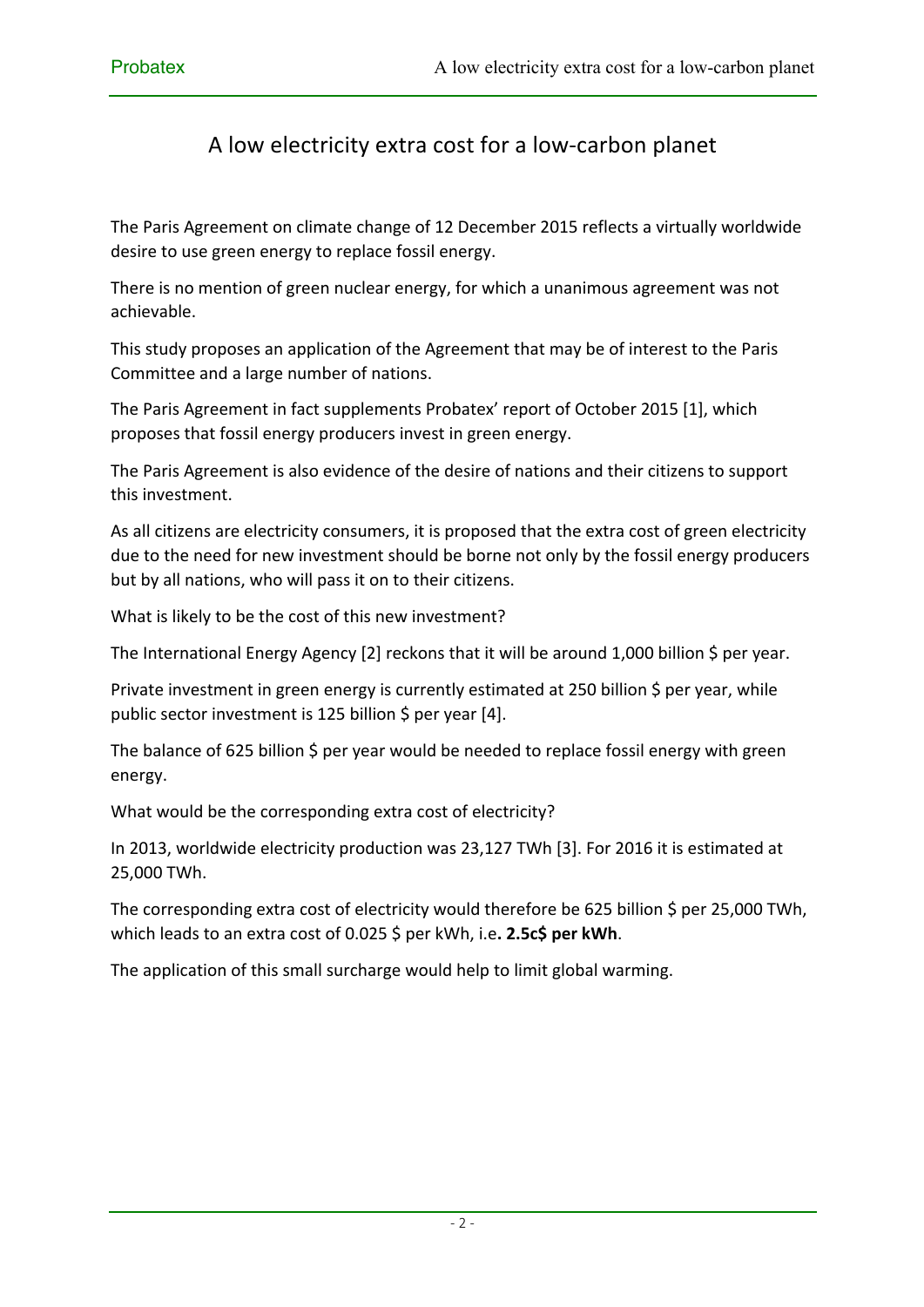# A low electricity extra cost for a low-carbon planet

The Paris Agreement on climate change of 12 December 2015 reflects a virtually worldwide desire to use green energy to replace fossil energy.

There is no mention of green nuclear energy, for which a unanimous agreement was not achievable.

This study proposes an application of the Agreement that may be of interest to the Paris Committee and a large number of nations.

The Paris Agreement in fact supplements Probatex' report of October 2015 [1], which proposes that fossil energy producers invest in green energy.

The Paris Agreement is also evidence of the desire of nations and their citizens to support this investment.

As all citizens are electricity consumers, it is proposed that the extra cost of green electricity due to the need for new investment should be borne not only by the fossil energy producers but by all nations, who will pass it on to their citizens.

What is likely to be the cost of this new investment?

The International Energy Agency [2] reckons that it will be around 1,000 billion $ per year.

Private investment in green energy is currently estimated at 250 billion $ per year, while public sector investment is 125 billion $ per year [4].

The balance of 625 billion $ per year would be needed to replace fossil energy with green energy.

What would be the corresponding extra cost of electricity?

In 2013, worldwide electricity production was 23,127 TWh [3]. For 2016 it is estimated at 25,000 TWh.

The corresponding extra cost of electricity would therefore be 625 billion $ per 25,000 TWh, which leads to an extra cost of 0.025 $ per kWh, i.e**. 2.5c$ per kWh**.

The application of this small surcharge would help to limit global warming.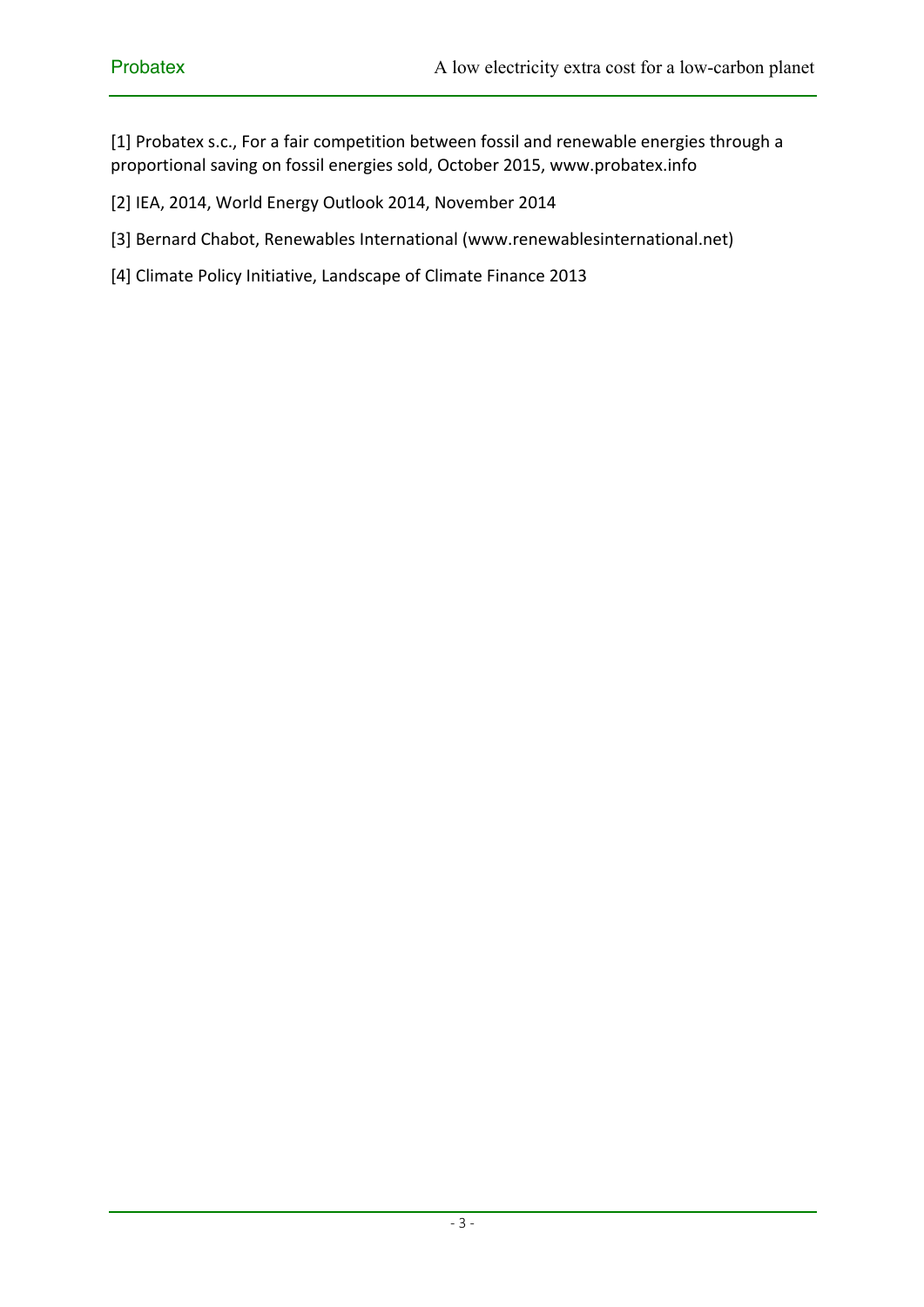[1] Probatex s.c., For a fair competition between fossil and renewable energies through a proportional saving on fossil energies sold, October 2015, www.probatex.info

[2] IEA, 2014, World Energy Outlook 2014, November 2014

[3] Bernard Chabot, Renewables International (www.renewablesinternational.net)

[4] Climate Policy Initiative, Landscape of Climate Finance 2013